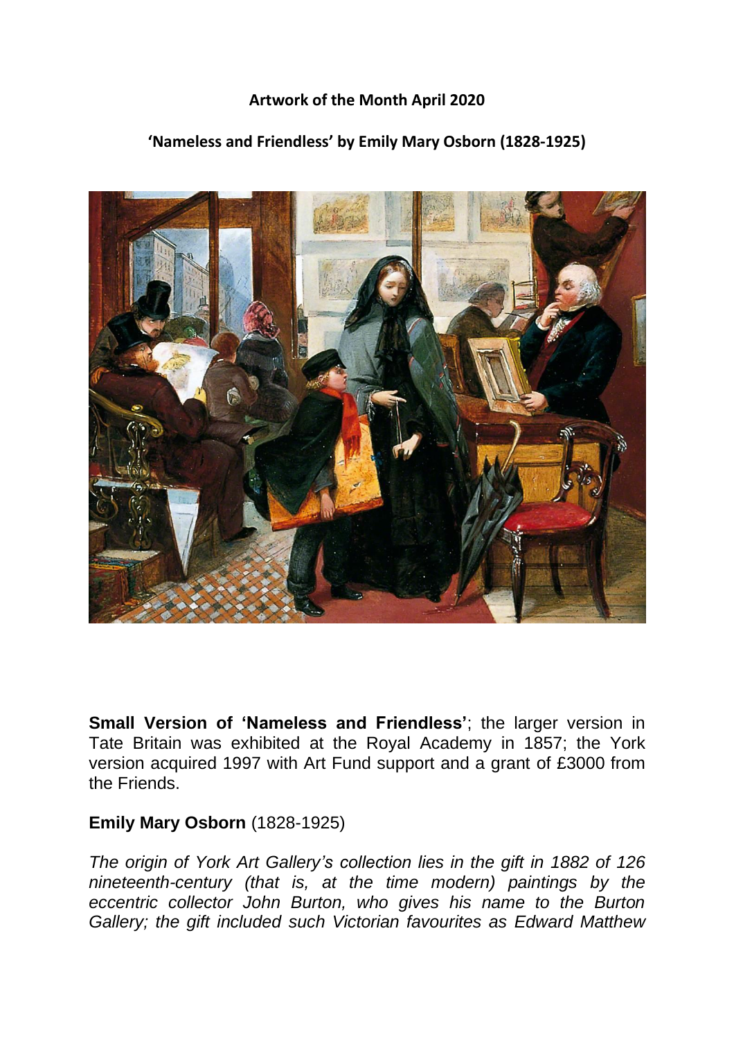**Artwork of the Month April 2020**

**'Nameless and Friendless' by Emily Mary Osborn (1828-1925)**

**Small Version of 'Nameless and Friendless'**; the larger version in Tate Britain was exhibited at the Royal Academy in 1857; the York version acquired 1997 with Art Fund support and a grant of £3000 from the Friends.

**Emily Mary Osborn** (1828-1925)

*The origin of York Art Gallery's collection lies in the gift in 1882 of 126 nineteenth-century (that is, at the time modern) paintings by the eccentric collector John Burton, who gives his name to the Burton Gallery; the gift included such Victorian favourites as Edward Matthew*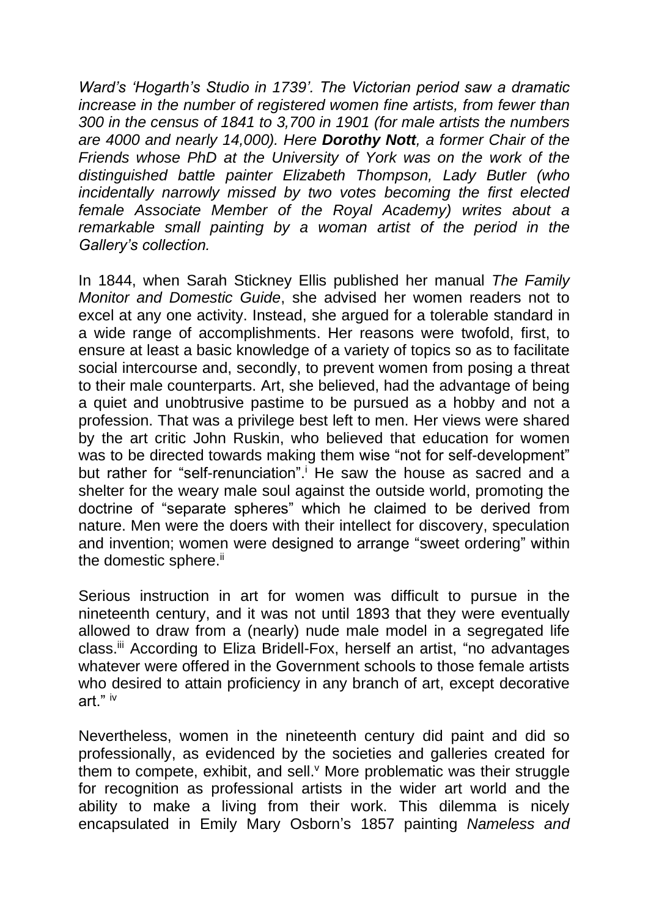*Ward's 'Hogarth's Studio in 1739'. The Victorian period saw a dramatic increase in the number of registered women fine artists, from fewer than 300 in the census of 1841 to 3,700 in 1901 (for male artists the numbers are 4000 and nearly 14,000). Here* ***Dorothy Nott****, a former Chair of the Friends whose PhD at the University of York was on the work of the distinguished battle painter Elizabeth Thompson, Lady Butler (who incidentally narrowly missed by two votes becoming the first elected female Associate Member of the Royal Academy) writes about a remarkable small painting by a woman artist of the period in the Gallery's collection.*

In 1844, when Sarah Stickney Ellis published her manual *The Family Monitor and Domestic Guide*, she advised her women readers not to excel at any one activity. Instead, she argued for a tolerable standard in a wide range of accomplishments. Her reasons were twofold, first, to ensure at least a basic knowledge of a variety of topics so as to facilitate social intercourse and, secondly, to prevent women from posing a threat to their male counterparts. Art, she believed, had the advantage of being a quiet and unobtrusive pastime to be pursued as a hobby and not a profession. That was a privilege best left to men. Her views were shared by the art critic John Ruskin, who believed that education for women was to be directed towards making them wise "not for self-development" but rather for "self-renunciation".[i] He saw the house as sacred and a shelter for the weary male soul against the outside world, promoting the doctrine of "separate spheres" which he claimed to be derived from nature. Men were the doers with their intellect for discovery, speculation and invention; women were designed to arrange "sweet ordering" within the domestic sphere.[ii]

Serious instruction in art for women was difficult to pursue in the nineteenth century, and it was not until 1893 that they were eventually allowed to draw from a (nearly) nude male model in a segregated life class.[iii] According to Eliza Bridell-Fox, herself an artist, "no advantages whatever were offered in the Government schools to those female artists who desired to attain proficiency in any branch of art, except decorative art." [iv]

Nevertheless, women in the nineteenth century did paint and did so professionally, as evidenced by the societies and galleries created for them to compete, exhibit, and sell.[v] More problematic was their struggle for recognition as professional artists in the wider art world and the ability to make a living from their work. This dilemma is nicely encapsulated in Emily Mary Osborn's 1857 painting *Nameless and*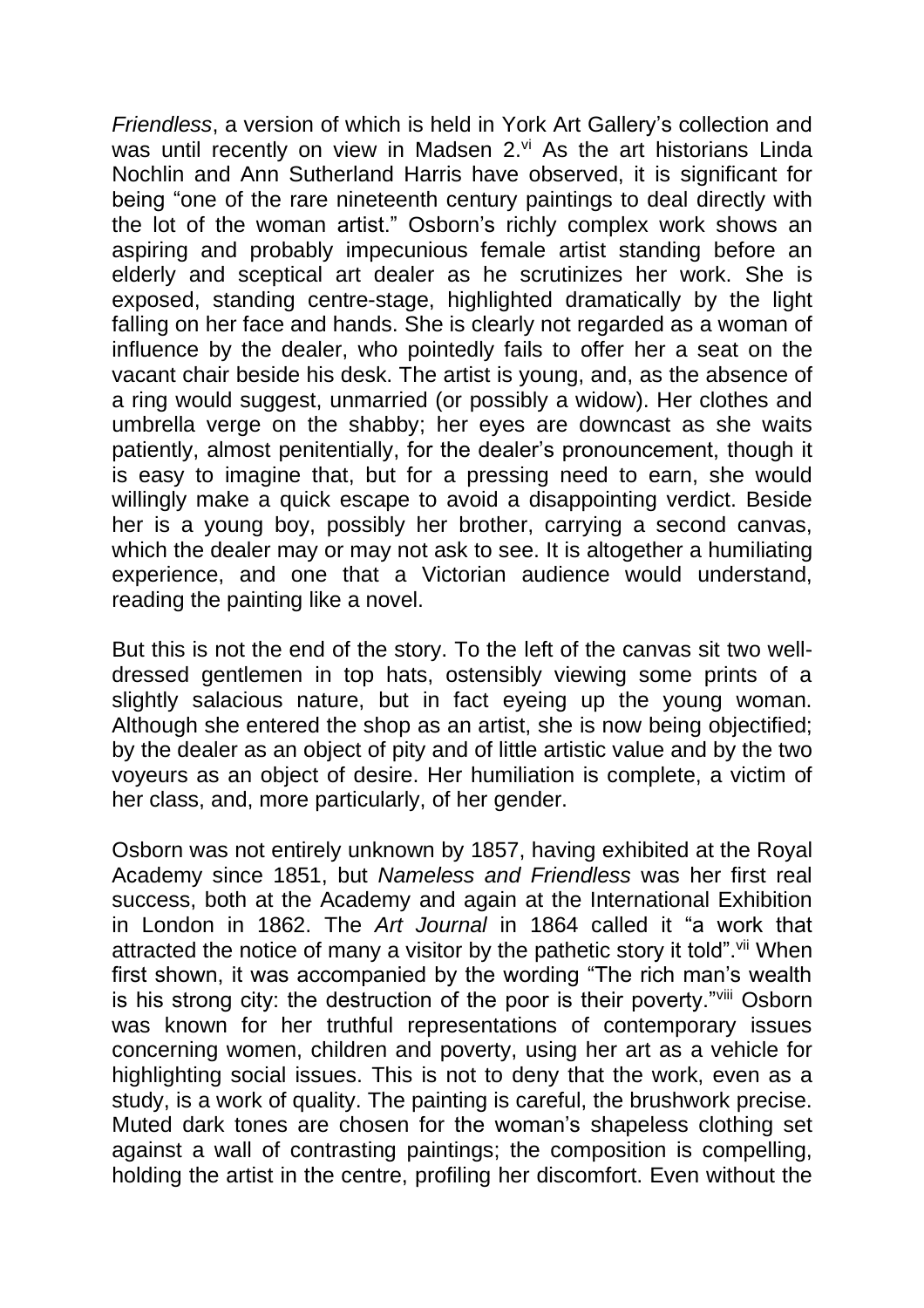*Friendless*, a version of which is held in York Art Gallery's collection and was until recently on view in Madsen 2.[vi] As the art historians Linda Nochlin and Ann Sutherland Harris have observed, it is significant for being "one of the rare nineteenth century paintings to deal directly with the lot of the woman artist." Osborn's richly complex work shows an aspiring and probably impecunious female artist standing before an elderly and sceptical art dealer as he scrutinizes her work. She is exposed, standing centre-stage, highlighted dramatically by the light falling on her face and hands. She is clearly not regarded as a woman of influence by the dealer, who pointedly fails to offer her a seat on the vacant chair beside his desk. The artist is young, and, as the absence of a ring would suggest, unmarried (or possibly a widow). Her clothes and umbrella verge on the shabby; her eyes are downcast as she waits patiently, almost penitentially, for the dealer's pronouncement, though it is easy to imagine that, but for a pressing need to earn, she would willingly make a quick escape to avoid a disappointing verdict. Beside her is a young boy, possibly her brother, carrying a second canvas, which the dealer may or may not ask to see. It is altogether a humiliating experience, and one that a Victorian audience would understand, reading the painting like a novel.

But this is not the end of the story. To the left of the canvas sit two well-dressed gentlemen in top hats, ostensibly viewing some prints of a slightly salacious nature, but in fact eyeing up the young woman. Although she entered the shop as an artist, she is now being objectified; by the dealer as an object of pity and of little artistic value and by the two voyeurs as an object of desire. Her humiliation is complete, a victim of her class, and, more particularly, of her gender.

Osborn was not entirely unknown by 1857, having exhibited at the Royal Academy since 1851, but *Nameless and Friendless* was her first real success, both at the Academy and again at the International Exhibition in London in 1862. The *Art Journal* in 1864 called it "a work that attracted the notice of many a visitor by the pathetic story it told".[vii] When first shown, it was accompanied by the wording "The rich man's wealth is his strong city: the destruction of the poor is their poverty."[viii] Osborn was known for her truthful representations of contemporary issues concerning women, children and poverty, using her art as a vehicle for highlighting social issues. This is not to deny that the work, even as a study, is a work of quality. The painting is careful, the brushwork precise. Muted dark tones are chosen for the woman's shapeless clothing set against a wall of contrasting paintings; the composition is compelling, holding the artist in the centre, profiling her discomfort. Even without the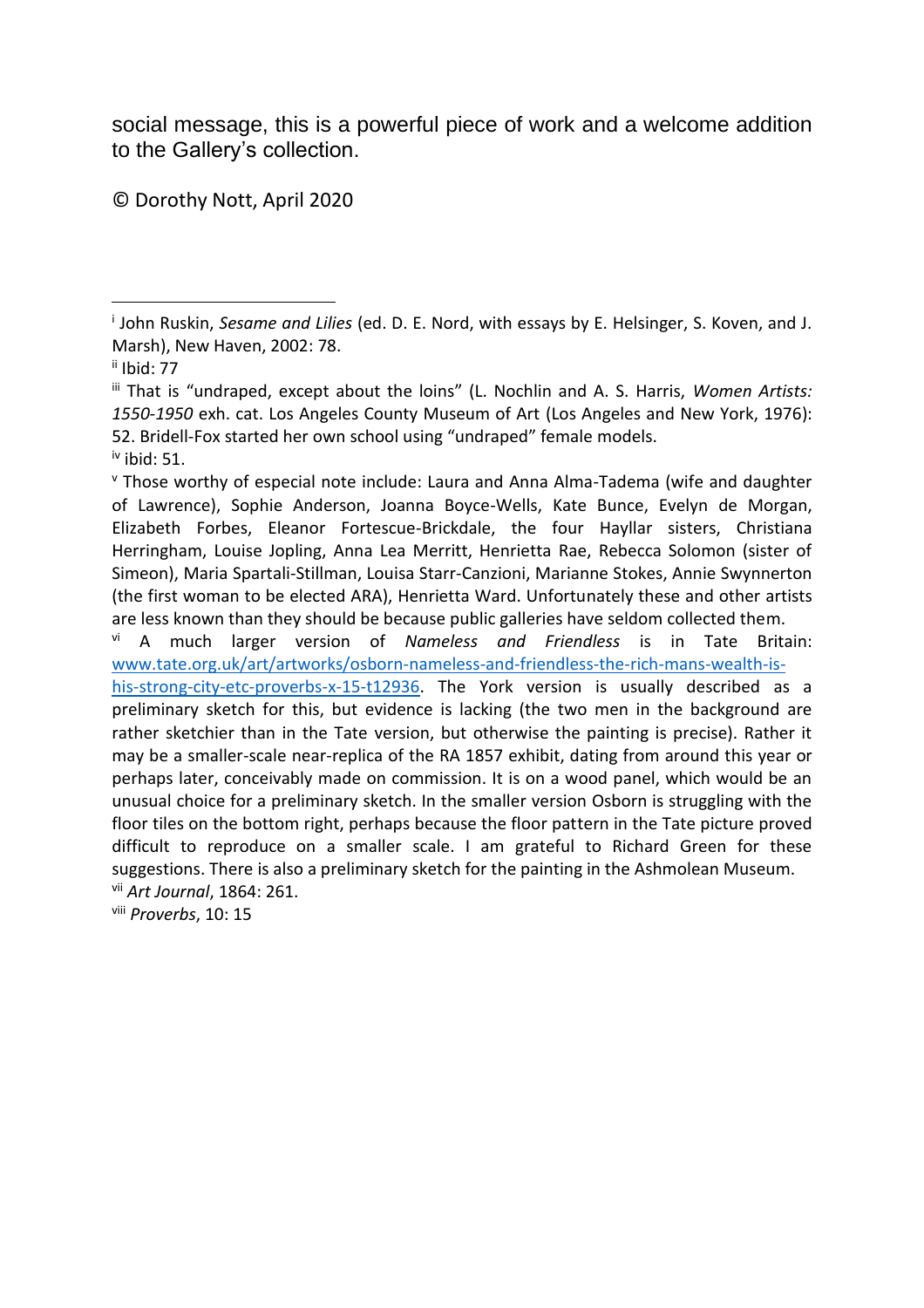social message, this is a powerful piece of work and a welcome addition to the Gallery's collection.

© Dorothy Nott, April 2020

---

[i] John Ruskin, *Sesame and Lilies* (ed. D. E. Nord, with essays by E. Helsinger, S. Koven, and J. Marsh), New Haven, 2002: 78.

[ii] Ibid: 77

[iii] That is "undraped, except about the loins" (L. Nochlin and A. S. Harris, *Women Artists: 1550-1950* exh. cat. Los Angeles County Museum of Art (Los Angeles and New York, 1976): 52. Bridell-Fox started her own school using "undraped" female models.

[iv] ibid: 51.

[v] Those worthy of especial note include: Laura and Anna Alma-Tadema (wife and daughter of Lawrence), Sophie Anderson, Joanna Boyce-Wells, Kate Bunce, Evelyn de Morgan, Elizabeth Forbes, Eleanor Fortescue-Brickdale, the four Hayllar sisters, Christiana Herringham, Louise Jopling, Anna Lea Merritt, Henrietta Rae, Rebecca Solomon (sister of Simeon), Maria Spartali-Stillman, Louisa Starr-Canzioni, Marianne Stokes, Annie Swynnerton (the first woman to be elected ARA), Henrietta Ward. Unfortunately these and other artists are less known than they should be because public galleries have seldom collected them.

[vi] A much larger version of *Nameless and Friendless* is in Tate Britain: www.tate.org.uk/art/artworks/osborn-nameless-and-friendless-the-rich-mans-wealth-is-his-strong-city-etc-proverbs-x-15-t12936. The York version is usually described as a preliminary sketch for this, but evidence is lacking (the two men in the background are rather sketchier than in the Tate version, but otherwise the painting is precise). Rather it may be a smaller-scale near-replica of the RA 1857 exhibit, dating from around this year or perhaps later, conceivably made on commission. It is on a wood panel, which would be an unusual choice for a preliminary sketch. In the smaller version Osborn is struggling with the floor tiles on the bottom right, perhaps because the floor pattern in the Tate picture proved difficult to reproduce on a smaller scale. I am grateful to Richard Green for these suggestions. There is also a preliminary sketch for the painting in the Ashmolean Museum.

[vii] *Art Journal*, 1864: 261.

[viii] *Proverbs*, 10: 15